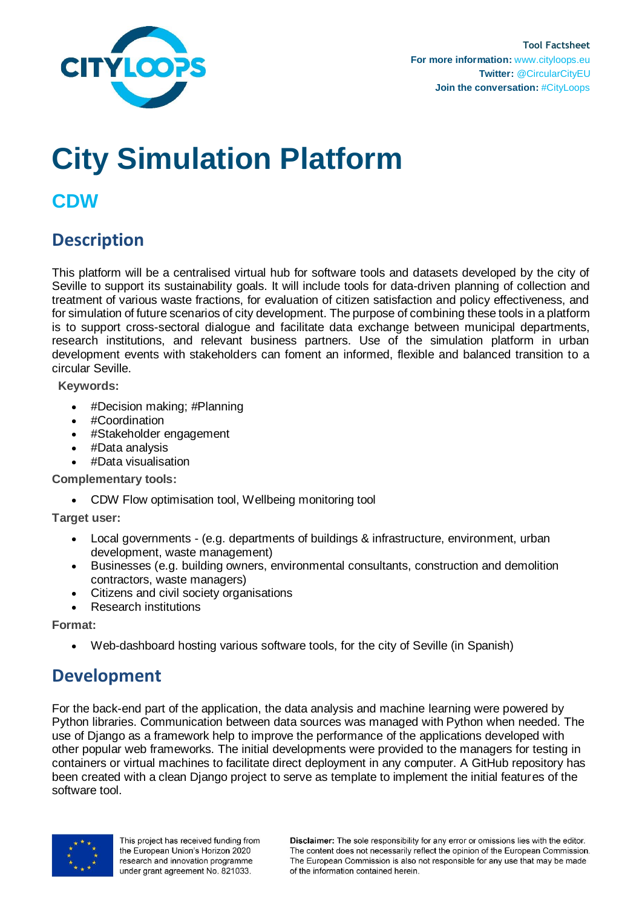Tool Factsheet
**For more information:** www.cityloops.eu
**Twitter:** @CircularCityEU
**Join the conversation:** #CityLoops

# City Simulation Platform

## CDW

## Description

This platform will be a centralised virtual hub for software tools and datasets developed by the city of Seville to support its sustainability goals. It will include tools for data-driven planning of collection and treatment of various waste fractions, for evaluation of citizen satisfaction and policy effectiveness, and for simulation of future scenarios of city development. The purpose of combining these tools in a platform is to support cross-sectoral dialogue and facilitate data exchange between municipal departments, research institutions, and relevant business partners. Use of the simulation platform in urban development events with stakeholders can foment an informed, flexible and balanced transition to a circular Seville.

**Keywords:**

- #Decision making; #Planning
- #Coordination
- #Stakeholder engagement
- #Data analysis
- #Data visualisation

**Complementary tools:**

- CDW Flow optimisation tool, Wellbeing monitoring tool

**Target user:**

- Local governments - (e.g. departments of buildings & infrastructure, environment, urban development, waste management)
- Businesses (e.g. building owners, environmental consultants, construction and demolition contractors, waste managers)
- Citizens and civil society organisations
- Research institutions

**Format:**

- Web-dashboard hosting various software tools, for the city of Seville (in Spanish)

## Development

For the back-end part of the application, the data analysis and machine learning were powered by Python libraries. Communication between data sources was managed with Python when needed. The use of Django as a framework help to improve the performance of the applications developed with other popular web frameworks. The initial developments were provided to the managers for testing in containers or virtual machines to facilitate direct deployment in any computer. A GitHub repository has been created with a clean Django project to serve as template to implement the initial features of the software tool.

This project has received funding from the European Union's Horizon 2020 research and innovation programme under grant agreement No. 821033.

**Disclaimer:** The sole responsibility for any error or omissions lies with the editor. The content does not necessarily reflect the opinion of the European Commission. The European Commission is also not responsible for any use that may be made of the information contained herein.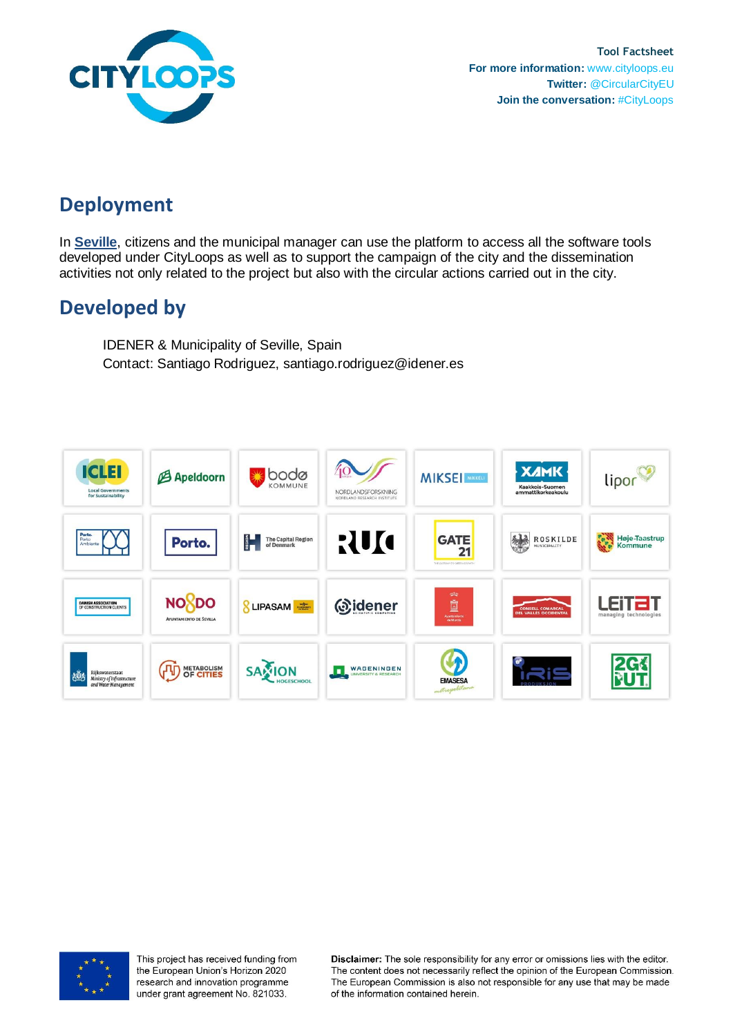## Deployment

In **Seville**, citizens and the municipal manager can use the platform to access all the software tools developed under CityLoops as well as to support the campaign of the city and the dissemination activities not only related to the project but also with the circular actions carried out in the city.

## Developed by

IDENER & Municipality of Seville, Spain
Contact: Santiago Rodriguez, santiago.rodriguez@idener.es

This project has received funding from the European Union's Horizon 2020 research and innovation programme under grant agreement No. 821033.

**Disclaimer:** The sole responsibility for any error or omissions lies with the editor. The content does not necessarily reflect the opinion of the European Commission. The European Commission is also not responsible for any use that may be made of the information contained herein.